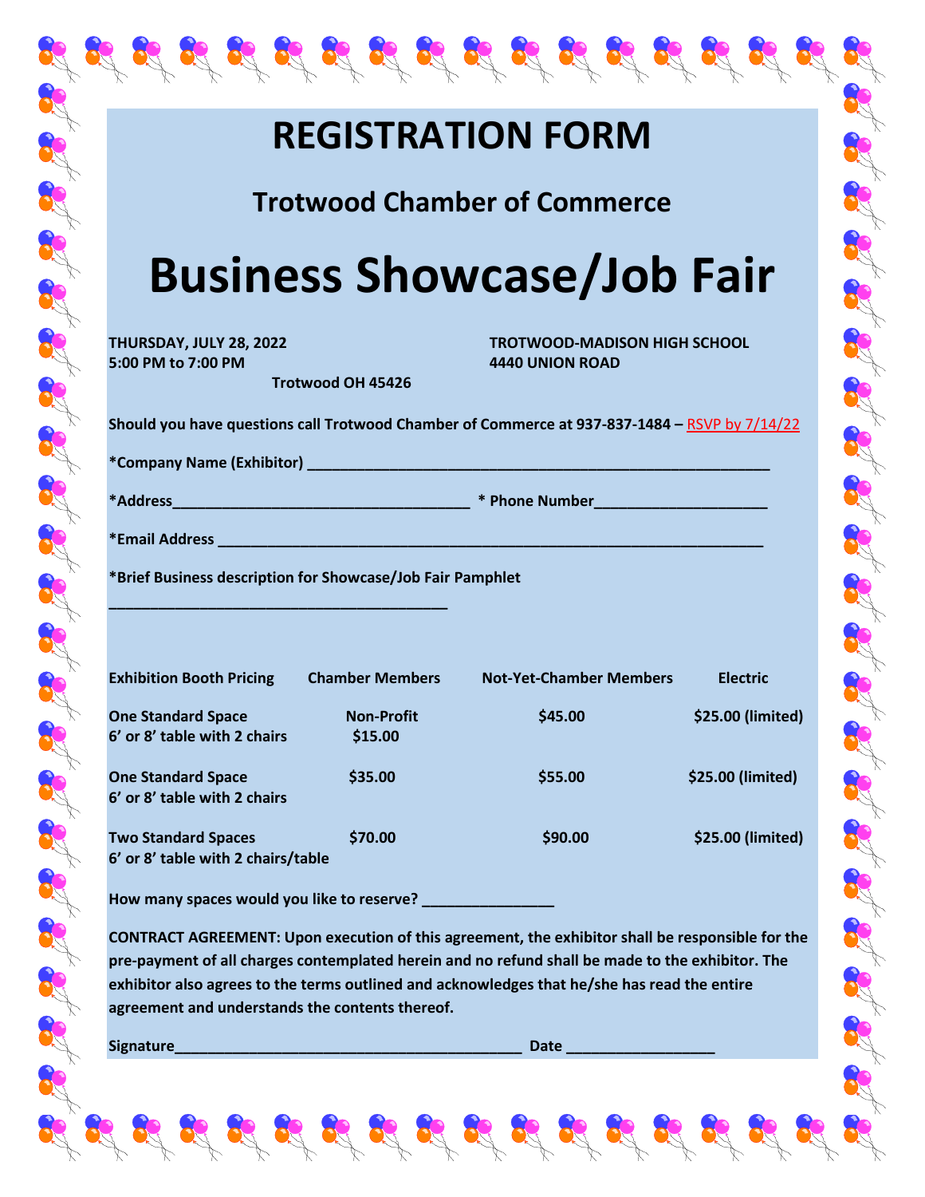# REGISTRATION FORM

## Trotwood Chamber of Commerce

# Business Showcase/Job Fair

**THURSDAY, JULY 28, 2022**
**5:00 PM to 7:00 PM**

**TROTWOOD-MADISON HIGH SCHOOL**
**4440 UNION ROAD**
**Trotwood OH 45426**

**Should you have questions call Trotwood Chamber of Commerce at 937-837-1484 –** RSVP by 7/14/22

**\*Company Name (Exhibitor)** ___________________________________________________________

**\*Address**_____________________________________ **\* Phone Number**_____________________

**\*Email Address** ______________________________________________________________________

**\*Brief Business description for Showcase/Job Fair Pamphlet**

__________________________________________

| Exhibition Booth Pricing | Chamber Members | Not-Yet-Chamber Members | Electric |
|---|---|---|---|
| One Standard Space<br>6' or 8' table with 2 chairs | Non-Profit<br>$15.00 | $45.00 | $25.00 (limited) |
| One Standard Space<br>6' or 8' table with 2 chairs | $35.00 | $55.00 | $25.00 (limited) |
| Two Standard Spaces<br>6' or 8' table with 2 chairs/table | $70.00 | $90.00 | $25.00 (limited) |

**How many spaces would you like to reserve?** ________________

**CONTRACT AGREEMENT: Upon execution of this agreement, the exhibitor shall be responsible for the pre-payment of all charges contemplated herein and no refund shall be made to the exhibitor. The exhibitor also agrees to the terms outlined and acknowledges that he/she has read the entire agreement and understands the contents thereof.**

**Signature**___________________________________________ **Date** __________________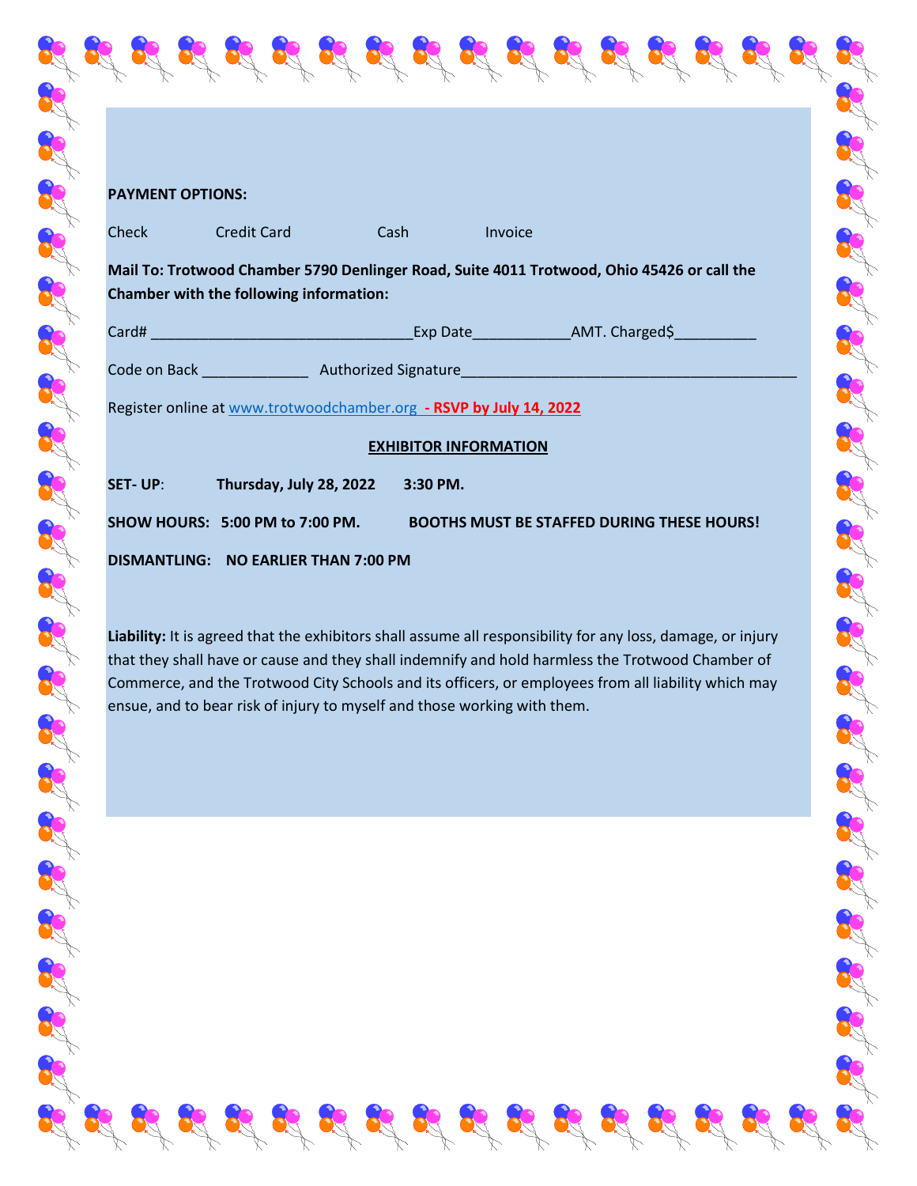**PAYMENT OPTIONS:**

Check  Credit Card  Cash  Invoice

**Mail To: Trotwood Chamber 5790 Denlinger Road, Suite 4011 Trotwood, Ohio 45426 or call the Chamber with the following information:**

Card# ________________________________Exp Date____________AMT. Charged$__________

Code on Back _____________ Authorized Signature__________________________________________

Register online at www.trotwoodchamber.org **- RSVP by July 14, 2022**

**EXHIBITOR INFORMATION**

**SET- UP**: **Thursday, July 28, 2022  3:30 PM.**

**SHOW HOURS: 5:00 PM to 7:00 PM.  BOOTHS MUST BE STAFFED DURING THESE HOURS!**

**DISMANTLING: NO EARLIER THAN 7:00 PM**

**Liability:** It is agreed that the exhibitors shall assume all responsibility for any loss, damage, or injury that they shall have or cause and they shall indemnify and hold harmless the Trotwood Chamber of Commerce, and the Trotwood City Schools and its officers, or employees from all liability which may ensue, and to bear risk of injury to myself and those working with them.